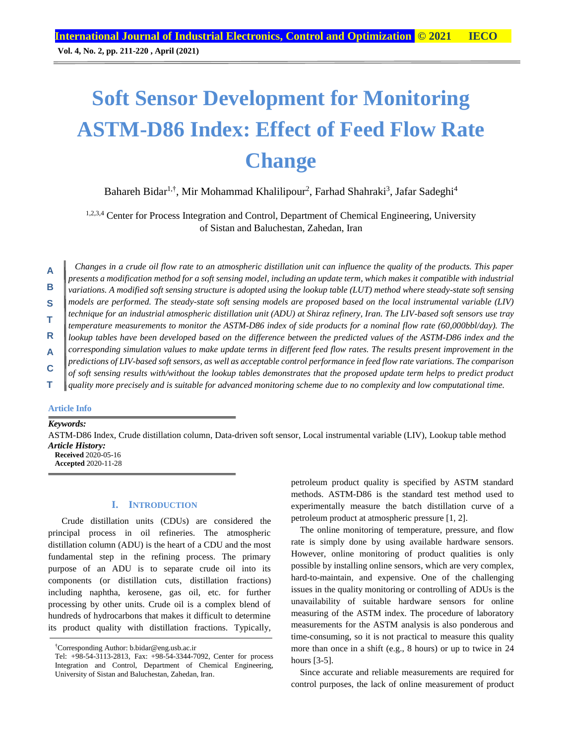# Soft Sensor Development for Monitoring ASTM-D86 Index: Effect of Feed Flow Rate Change

Bahareh Bidar[1,†], Mir Mohammad Khalilipour[2], Farhad Shahraki[3], Jafar Sadeghi[4]

[1,2,3,4] Center for Process Integration and Control, Department of Chemical Engineering, University of Sistan and Baluchestan, Zahedan, Iran

**ABSTRACT**

*Changes in a crude oil flow rate to an atmospheric distillation unit can influence the quality of the products. This paper presents a modification method for a soft sensing model, including an update term, which makes it compatible with industrial variations. A modified soft sensing structure is adopted using the lookup table (LUT) method where steady-state soft sensing models are performed. The steady-state soft sensing models are proposed based on the local instrumental variable (LIV) technique for an industrial atmospheric distillation unit (ADU) at Shiraz refinery, Iran. The LIV-based soft sensors use tray temperature measurements to monitor the ASTM-D86 index of side products for a nominal flow rate (60,000bbl/day). The lookup tables have been developed based on the difference between the predicted values of the ASTM-D86 index and the corresponding simulation values to make update terms in different feed flow rates. The results present improvement in the predictions of LIV-based soft sensors, as well as acceptable control performance in feed flow rate variations. The comparison of soft sensing results with/without the lookup tables demonstrates that the proposed update term helps to predict product quality more precisely and is suitable for advanced monitoring scheme due to no complexity and low computational time.*

**Article Info**

***Keywords:***
ASTM-D86 Index, Crude distillation column, Data-driven soft sensor, Local instrumental variable (LIV), Lookup table method

***Article History:***
**Received** 2020-05-16
**Accepted** 2020-11-28

## I. INTRODUCTION

Crude distillation units (CDUs) are considered the principal process in oil refineries. The atmospheric distillation column (ADU) is the heart of a CDU and the most fundamental step in the refining process. The primary purpose of an ADU is to separate crude oil into its components (or distillation cuts, distillation fractions) including naphtha, kerosene, gas oil, etc. for further processing by other units. Crude oil is a complex blend of hundreds of hydrocarbons that makes it difficult to determine its product quality with distillation fractions. Typically, petroleum product quality is specified by ASTM standard methods. ASTM-D86 is the standard test method used to experimentally measure the batch distillation curve of a petroleum product at atmospheric pressure [1, 2].

The online monitoring of temperature, pressure, and flow rate is simply done by using available hardware sensors. However, online monitoring of product qualities is only possible by installing online sensors, which are very complex, hard-to-maintain, and expensive. One of the challenging issues in the quality monitoring or controlling of ADUs is the unavailability of suitable hardware sensors for online measuring of the ASTM index. The procedure of laboratory measurements for the ASTM analysis is also ponderous and time-consuming, so it is not practical to measure this quality more than once in a shift (e.g., 8 hours) or up to twice in 24 hours [3-5].

Since accurate and reliable measurements are required for control purposes, the lack of online measurement of product

†Corresponding Author: b.bidar@eng.usb.ac.ir
Tel: +98-54-3113-2813, Fax: +98-54-3344-7092, Center for process Integration and Control, Department of Chemical Engineering, University of Sistan and Baluchestan, Zahedan, Iran.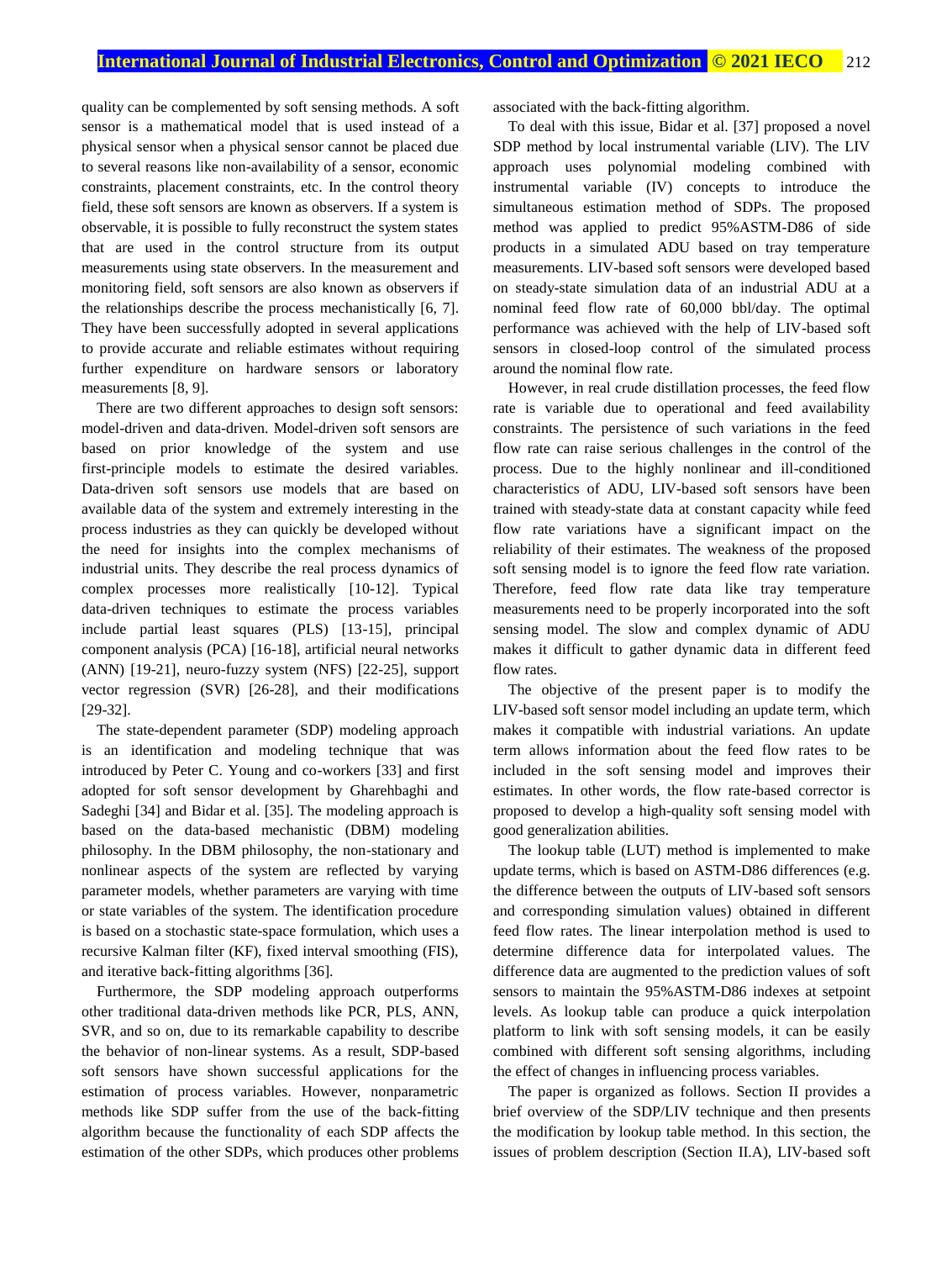quality can be complemented by soft sensing methods. A soft sensor is a mathematical model that is used instead of a physical sensor when a physical sensor cannot be placed due to several reasons like non-availability of a sensor, economic constraints, placement constraints, etc. In the control theory field, these soft sensors are known as observers. If a system is observable, it is possible to fully reconstruct the system states that are used in the control structure from its output measurements using state observers. In the measurement and monitoring field, soft sensors are also known as observers if the relationships describe the process mechanistically [6, 7]. They have been successfully adopted in several applications to provide accurate and reliable estimates without requiring further expenditure on hardware sensors or laboratory measurements [8, 9].

There are two different approaches to design soft sensors: model-driven and data-driven. Model-driven soft sensors are based on prior knowledge of the system and use first-principle models to estimate the desired variables. Data-driven soft sensors use models that are based on available data of the system and extremely interesting in the process industries as they can quickly be developed without the need for insights into the complex mechanisms of industrial units. They describe the real process dynamics of complex processes more realistically [10-12]. Typical data-driven techniques to estimate the process variables include partial least squares (PLS) [13-15], principal component analysis (PCA) [16-18], artificial neural networks (ANN) [19-21], neuro-fuzzy system (NFS) [22-25], support vector regression (SVR) [26-28], and their modifications [29-32].

The state-dependent parameter (SDP) modeling approach is an identification and modeling technique that was introduced by Peter C. Young and co-workers [33] and first adopted for soft sensor development by Gharehbaghi and Sadeghi [34] and Bidar et al. [35]. The modeling approach is based on the data-based mechanistic (DBM) modeling philosophy. In the DBM philosophy, the non-stationary and nonlinear aspects of the system are reflected by varying parameter models, whether parameters are varying with time or state variables of the system. The identification procedure is based on a stochastic state-space formulation, which uses a recursive Kalman filter (KF), fixed interval smoothing (FIS), and iterative back-fitting algorithms [36].

Furthermore, the SDP modeling approach outperforms other traditional data-driven methods like PCR, PLS, ANN, SVR, and so on, due to its remarkable capability to describe the behavior of non-linear systems. As a result, SDP-based soft sensors have shown successful applications for the estimation of process variables. However, nonparametric methods like SDP suffer from the use of the back-fitting algorithm because the functionality of each SDP affects the estimation of the other SDPs, which produces other problems associated with the back-fitting algorithm.

To deal with this issue, Bidar et al. [37] proposed a novel SDP method by local instrumental variable (LIV). The LIV approach uses polynomial modeling combined with instrumental variable (IV) concepts to introduce the simultaneous estimation method of SDPs. The proposed method was applied to predict 95%ASTM-D86 of side products in a simulated ADU based on tray temperature measurements. LIV-based soft sensors were developed based on steady-state simulation data of an industrial ADU at a nominal feed flow rate of 60,000 bbl/day. The optimal performance was achieved with the help of LIV-based soft sensors in closed-loop control of the simulated process around the nominal flow rate.

However, in real crude distillation processes, the feed flow rate is variable due to operational and feed availability constraints. The persistence of such variations in the feed flow rate can raise serious challenges in the control of the process. Due to the highly nonlinear and ill-conditioned characteristics of ADU, LIV-based soft sensors have been trained with steady-state data at constant capacity while feed flow rate variations have a significant impact on the reliability of their estimates. The weakness of the proposed soft sensing model is to ignore the feed flow rate variation. Therefore, feed flow rate data like tray temperature measurements need to be properly incorporated into the soft sensing model. The slow and complex dynamic of ADU makes it difficult to gather dynamic data in different feed flow rates.

The objective of the present paper is to modify the LIV-based soft sensor model including an update term, which makes it compatible with industrial variations. An update term allows information about the feed flow rates to be included in the soft sensing model and improves their estimates. In other words, the flow rate-based corrector is proposed to develop a high-quality soft sensing model with good generalization abilities.

The lookup table (LUT) method is implemented to make update terms, which is based on ASTM-D86 differences (e.g. the difference between the outputs of LIV-based soft sensors and corresponding simulation values) obtained in different feed flow rates. The linear interpolation method is used to determine difference data for interpolated values. The difference data are augmented to the prediction values of soft sensors to maintain the 95%ASTM-D86 indexes at setpoint levels. As lookup table can produce a quick interpolation platform to link with soft sensing models, it can be easily combined with different soft sensing algorithms, including the effect of changes in influencing process variables.

The paper is organized as follows. Section II provides a brief overview of the SDP/LIV technique and then presents the modification by lookup table method. In this section, the issues of problem description (Section II.A), LIV-based soft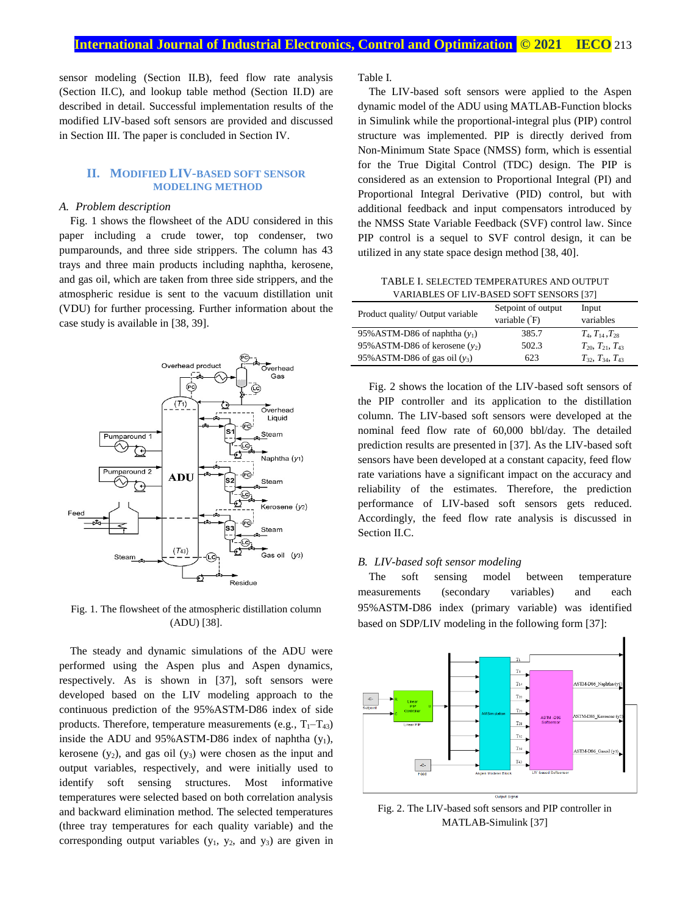sensor modeling (Section II.B), feed flow rate analysis (Section II.C), and lookup table method (Section II.D) are described in detail. Successful implementation results of the modified LIV-based soft sensors are provided and discussed in Section III. The paper is concluded in Section IV.

## II. Modified LIV-based Soft Sensor Modeling Method

### *A. Problem description*

Fig. 1 shows the flowsheet of the ADU considered in this paper including a crude tower, top condenser, two pumparounds, and three side strippers. The column has 43 trays and three main products including naphtha, kerosene, and gas oil, which are taken from three side strippers, and the atmospheric residue is sent to the vacuum distillation unit (VDU) for further processing. Further information about the case study is available in [38, 39].

Overhead product
Overhead Gas
Overhead Liquid
($T_1$)
Pumparound 1
Pumparound 2
ADU
S1
S2
S3
Steam
Naphtha ($y_1$)
Kerosene ($y_2$)
Gas oil ($y_3$)
Feed
Steam
($T_{43}$)
Residue

Fig. 1. The flowsheet of the atmospheric distillation column (ADU) [38].

The steady and dynamic simulations of the ADU were performed using the Aspen plus and Aspen dynamics, respectively. As is shown in [37], soft sensors were developed based on the LIV modeling approach to the continuous prediction of the 95%ASTM-D86 index of side products. Therefore, temperature measurements (e.g., $T_1$–$T_{43}$) inside the ADU and 95%ASTM-D86 index of naphtha ($y_1$), kerosene ($y_2$), and gas oil ($y_3$) were chosen as the input and output variables, respectively, and were initially used to identify soft sensing structures. Most informative temperatures were selected based on both correlation analysis and backward elimination method. The selected temperatures (three tray temperatures for each quality variable) and the corresponding output variables ($y_1$, $y_2$, and $y_3$) are given in Table I.

The LIV-based soft sensors were applied to the Aspen dynamic model of the ADU using MATLAB-Function blocks in Simulink while the proportional-integral plus (PIP) control structure was implemented. PIP is directly derived from Non-Minimum State Space (NMSS) form, which is essential for the True Digital Control (TDC) design. The PIP is considered as an extension to Proportional Integral (PI) and Proportional Integral Derivative (PID) control, but with additional feedback and input compensators introduced by the NMSS State Variable Feedback (SVF) control law. Since PIP control is a sequel to SVF control design, it can be utilized in any state space design method [38, 40].

TABLE I. Selected temperatures and output variables of LIV-based soft sensors [37]

| Product quality/ Output variable | Setpoint of output variable (°F) | Input variables |
|---|---|---|
| 95%ASTM-D86 of naphtha ($y_1$) | 385.7 | $T_4$, $T_{14}$, $T_{28}$ |
| 95%ASTM-D86 of kerosene ($y_2$) | 502.3 | $T_{20}$, $T_{21}$, $T_{43}$ |
| 95%ASTM-D86 of gas oil ($y_3$) | 623 | $T_{32}$, $T_{34}$, $T_{43}$ |

Fig. 2 shows the location of the LIV-based soft sensors of the PIP controller and its application to the distillation column. The LIV-based soft sensors were developed at the nominal feed flow rate of 60,000 bbl/day. The detailed prediction results are presented in [37]. As the LIV-based soft sensors have been developed at a constant capacity, feed flow rate variations have a significant impact on the accuracy and reliability of the estimates. Therefore, the prediction performance of LIV-based soft sensors gets reduced. Accordingly, the feed flow rate analysis is discussed in Section II.C.

### *B. LIV-based soft sensor modeling*

The soft sensing model between temperature measurements (secondary variables) and each 95%ASTM-D86 index (primary variable) was identified based on SDP/LIV modeling in the following form [37]:

Setpoint
Linear PIP Controller
Linear PIP
Feed
AMSimulation
Aspen Modeler Block
ASTM-D86 Softsensor
LIV-based Softsensor
$T_1$
$T_4$
$T_{14}$
$T_{20}$
$T_{21}$
$T_{28}$
$T_{32}$
$T_{34}$
$T_{43}$
ASTM-D86_Naphtha ($y_1$)
ASTM-D86_Kerosene ($y_2$)
ASTM-D86_Gasoil ($y_3$)
Output Signal

Fig. 2. The LIV-based soft sensors and PIP controller in MATLAB-Simulink [37]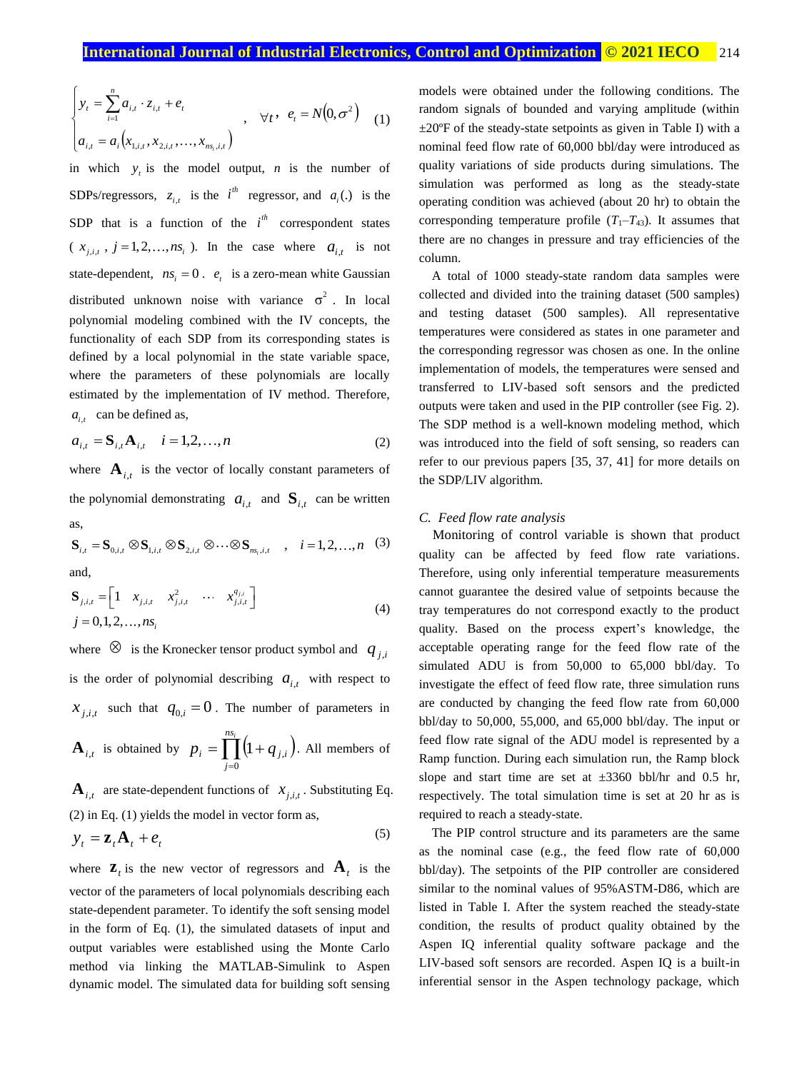$$\begin{cases} y_t = \sum_{i=1}^{n} a_{i,t} \cdot z_{i,t} + e_t \\ a_{i,t} = a_i\left(x_{1,i,t}, x_{2,i,t}, \ldots, x_{ns_i,i,t}\right) \end{cases} , \quad \forall t, \; e_t = N\left(0, \sigma^2\right) \quad (1)$$

in which $y_t$ is the model output, $n$ is the number of SDPs/regressors, $z_{i,t}$ is the $i^{th}$ regressor, and $a_i(.)$ is the SDP that is a function of the $i^{th}$ correspondent states ($x_{j,i,t}$, $j = 1,2,\ldots,ns_i$). In the case where $a_{i,t}$ is not state-dependent, $ns_i = 0$. $e_t$ is a zero-mean white Gaussian distributed unknown noise with variance $\sigma^2$. In local polynomial modeling combined with the IV concepts, the functionality of each SDP from its corresponding states is defined by a local polynomial in the state variable space, where the parameters of these polynomials are locally estimated by the implementation of IV method. Therefore, $a_{i,t}$ can be defined as,

$$a_{i,t} = \mathbf{S}_{i,t}\mathbf{A}_{i,t} \quad i = 1,2,\ldots,n \quad (2)$$

where $\mathbf{A}_{i,t}$ is the vector of locally constant parameters of the polynomial demonstrating $a_{i,t}$ and $\mathbf{S}_{i,t}$ can be written as,

$$\mathbf{S}_{i,t} = \mathbf{S}_{0,i,t} \otimes \mathbf{S}_{1,i,t} \otimes \mathbf{S}_{2,i,t} \otimes \cdots \otimes \mathbf{S}_{ns_i,i,t} \quad , \quad i = 1,2,\ldots,n \quad (3)$$

and,

$$\mathbf{S}_{j,i,t} = \begin{bmatrix} 1 & x_{j,i,t} & x_{j,i,t}^2 & \cdots & x_{j,i,t}^{q_{j,i}} \end{bmatrix}, \quad j = 0,1,2,\ldots,ns_i \quad (4)$$

where $\otimes$ is the Kronecker tensor product symbol and $q_{j,i}$ is the order of polynomial describing $a_{i,t}$ with respect to $x_{j,i,t}$ such that $q_{0,i} = 0$. The number of parameters in $\mathbf{A}_{i,t}$ is obtained by $p_i = \prod_{j=0}^{ns_i}\left(1 + q_{j,i}\right)$. All members of $\mathbf{A}_{i,t}$ are state-dependent functions of $x_{j,i,t}$. Substituting Eq. (2) in Eq. (1) yields the model in vector form as,

$$y_t = \mathbf{z}_t\mathbf{A}_t + e_t \quad (5)$$

where $\mathbf{z}_t$ is the new vector of regressors and $\mathbf{A}_t$ is the vector of the parameters of local polynomials describing each state-dependent parameter. To identify the soft sensing model in the form of Eq. (1), the simulated datasets of input and output variables were established using the Monte Carlo method via linking the MATLAB-Simulink to Aspen dynamic model. The simulated data for building soft sensing models were obtained under the following conditions. The random signals of bounded and varying amplitude (within ±20°F of the steady-state setpoints as given in Table I) with a nominal feed flow rate of 60,000 bbl/day were introduced as quality variations of side products during simulations. The simulation was performed as long as the steady-state operating condition was achieved (about 20 hr) to obtain the corresponding temperature profile ($T_1$–$T_{43}$). It assumes that there are no changes in pressure and tray efficiencies of the column.

A total of 1000 steady-state random data samples were collected and divided into the training dataset (500 samples) and testing dataset (500 samples). All representative temperatures were considered as states in one parameter and the corresponding regressor was chosen as one. In the online implementation of models, the temperatures were sensed and transferred to LIV-based soft sensors and the predicted outputs were taken and used in the PIP controller (see Fig. 2). The SDP method is a well-known modeling method, which was introduced into the field of soft sensing, so readers can refer to our previous papers [35, 37, 41] for more details on the SDP/LIV algorithm.

### C. Feed flow rate analysis

Monitoring of control variable is shown that product quality can be affected by feed flow rate variations. Therefore, using only inferential temperature measurements cannot guarantee the desired value of setpoints because the tray temperatures do not correspond exactly to the product quality. Based on the process expert's knowledge, the acceptable operating range for the feed flow rate of the simulated ADU is from 50,000 to 65,000 bbl/day. To investigate the effect of feed flow rate, three simulation runs are conducted by changing the feed flow rate from 60,000 bbl/day to 50,000, 55,000, and 65,000 bbl/day. The input or feed flow rate signal of the ADU model is represented by a Ramp function. During each simulation run, the Ramp block slope and start time are set at ±3360 bbl/hr and 0.5 hr, respectively. The total simulation time is set at 20 hr as is required to reach a steady-state.

The PIP control structure and its parameters are the same as the nominal case (e.g., the feed flow rate of 60,000 bbl/day). The setpoints of the PIP controller are considered similar to the nominal values of 95%ASTM-D86, which are listed in Table I. After the system reached the steady-state condition, the results of product quality obtained by the Aspen IQ inferential quality software package and the LIV-based soft sensors are recorded. Aspen IQ is a built-in inferential sensor in the Aspen technology package, which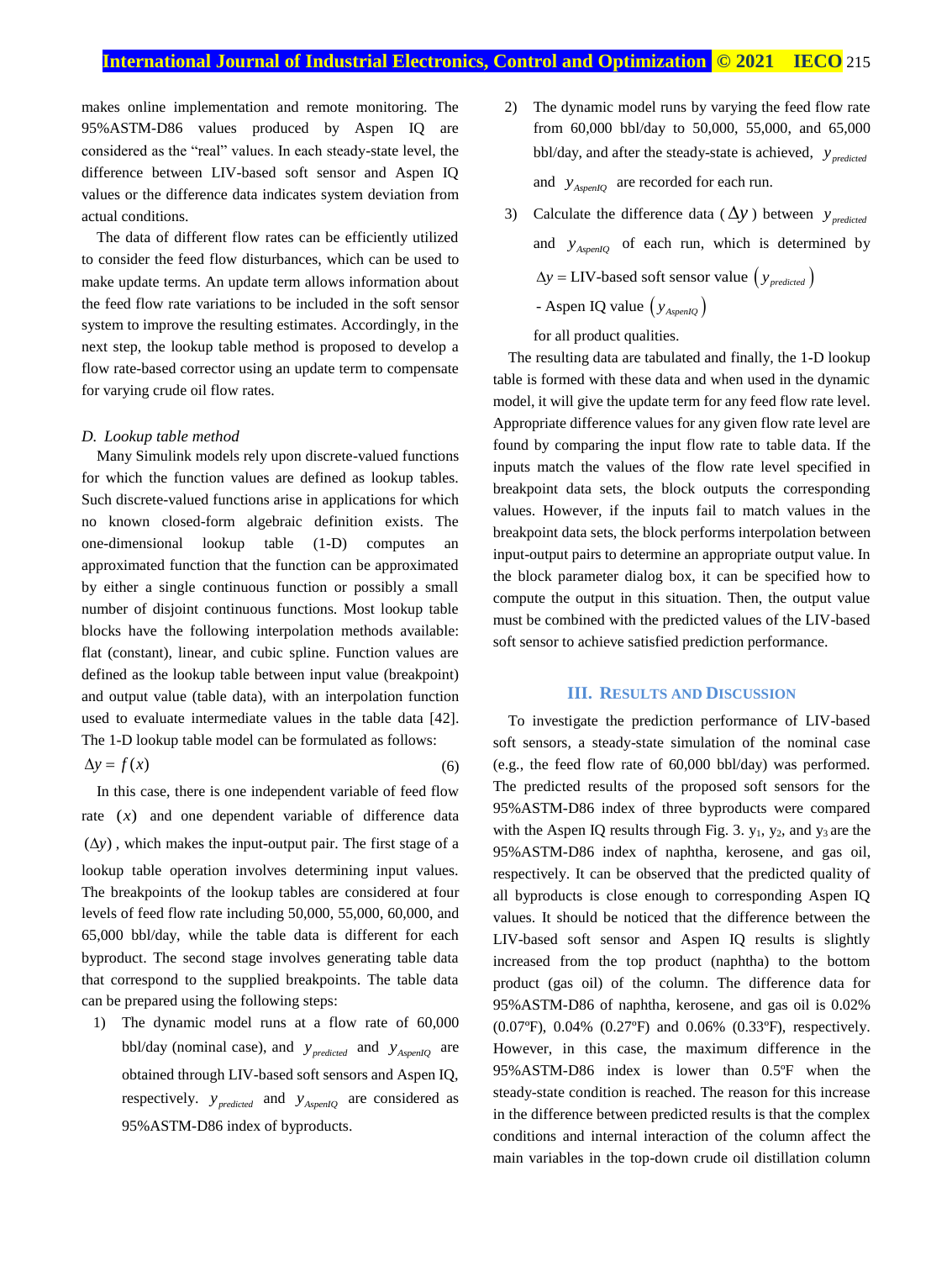makes online implementation and remote monitoring. The 95%ASTM-D86 values produced by Aspen IQ are considered as the "real" values. In each steady-state level, the difference between LIV-based soft sensor and Aspen IQ values or the difference data indicates system deviation from actual conditions.

The data of different flow rates can be efficiently utilized to consider the feed flow disturbances, which can be used to make update terms. An update term allows information about the feed flow rate variations to be included in the soft sensor system to improve the resulting estimates. Accordingly, in the next step, the lookup table method is proposed to develop a flow rate-based corrector using an update term to compensate for varying crude oil flow rates.

### *D. Lookup table method*

Many Simulink models rely upon discrete-valued functions for which the function values are defined as lookup tables. Such discrete-valued functions arise in applications for which no known closed-form algebraic definition exists. The one-dimensional lookup table (1-D) computes an approximated function that the function can be approximated by either a single continuous function or possibly a small number of disjoint continuous functions. Most lookup table blocks have the following interpolation methods available: flat (constant), linear, and cubic spline. Function values are defined as the lookup table between input value (breakpoint) and output value (table data), with an interpolation function used to evaluate intermediate values in the table data [42]. The 1-D lookup table model can be formulated as follows:

$$\Delta y = f(x) \tag{6}$$

In this case, there is one independent variable of feed flow rate $(x)$ and one dependent variable of difference data $(\Delta y)$, which makes the input-output pair. The first stage of a lookup table operation involves determining input values. The breakpoints of the lookup tables are considered at four levels of feed flow rate including 50,000, 55,000, 60,000, and 65,000 bbl/day, while the table data is different for each byproduct. The second stage involves generating table data that correspond to the supplied breakpoints. The table data can be prepared using the following steps:

1) The dynamic model runs at a flow rate of 60,000 bbl/day (nominal case), and $y_{predicted}$ and $y_{AspenIQ}$ are obtained through LIV-based soft sensors and Aspen IQ, respectively. $y_{predicted}$ and $y_{AspenIQ}$ are considered as 95%ASTM-D86 index of byproducts.
2) The dynamic model runs by varying the feed flow rate from 60,000 bbl/day to 50,000, 55,000, and 65,000 bbl/day, and after the steady-state is achieved, $y_{predicted}$ and $y_{AspenIQ}$ are recorded for each run.
3) Calculate the difference data ($\Delta y$) between $y_{predicted}$ and $y_{AspenIQ}$ of each run, which is determined by

   $\Delta y =$ LIV-based soft sensor value $\left(y_{predicted}\right)$

   - Aspen IQ value $\left(y_{AspenIQ}\right)$

   for all product qualities.

The resulting data are tabulated and finally, the 1-D lookup table is formed with these data and when used in the dynamic model, it will give the update term for any feed flow rate level. Appropriate difference values for any given flow rate level are found by comparing the input flow rate to table data. If the inputs match the values of the flow rate level specified in breakpoint data sets, the block outputs the corresponding values. However, if the inputs fail to match values in the breakpoint data sets, the block performs interpolation between input-output pairs to determine an appropriate output value. In the block parameter dialog box, it can be specified how to compute the output in this situation. Then, the output value must be combined with the predicted values of the LIV-based soft sensor to achieve satisfied prediction performance.

## III. Results and Discussion

To investigate the prediction performance of LIV-based soft sensors, a steady-state simulation of the nominal case (e.g., the feed flow rate of 60,000 bbl/day) was performed. The predicted results of the proposed soft sensors for the 95%ASTM-D86 index of three byproducts were compared with the Aspen IQ results through Fig. 3. $y_1$, $y_2$, and $y_3$ are the 95%ASTM-D86 index of naphtha, kerosene, and gas oil, respectively. It can be observed that the predicted quality of all byproducts is close enough to corresponding Aspen IQ values. It should be noticed that the difference between the LIV-based soft sensor and Aspen IQ results is slightly increased from the top product (naphtha) to the bottom product (gas oil) of the column. The difference data for 95%ASTM-D86 of naphtha, kerosene, and gas oil is 0.02% (0.07ºF), 0.04% (0.27ºF) and 0.06% (0.33ºF), respectively. However, in this case, the maximum difference in the 95%ASTM-D86 index is lower than 0.5ºF when the steady-state condition is reached. The reason for this increase in the difference between predicted results is that the complex conditions and internal interaction of the column affect the main variables in the top-down crude oil distillation column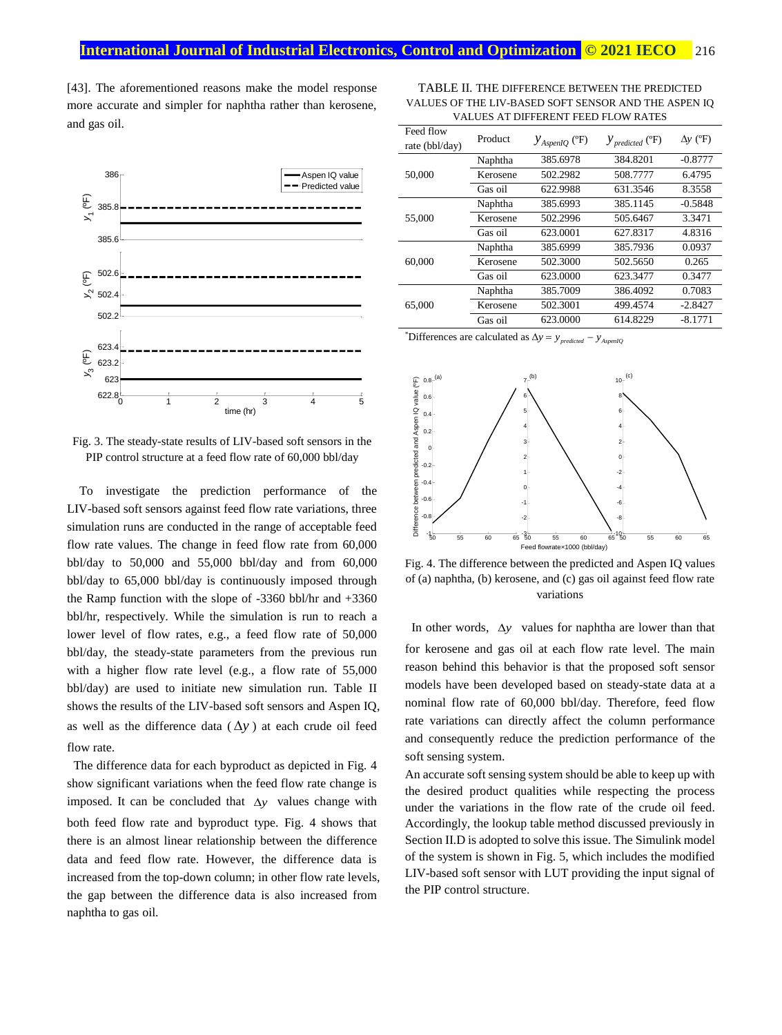[43]. The aforementioned reasons make the model response more accurate and simpler for naphtha rather than kerosene, and gas oil.

386
385.8
385.6
$y_1$ (ºF)
502.6
502.4
502.2
$y_2$ (ºF)
623.4
623.2
623
622.8
$y_3$ (ºF)
0 1 2 3 4 5
time (hr)
Aspen IQ value
Predicted value

Fig. 3. The steady-state results of LIV-based soft sensors in the PIP control structure at a feed flow rate of 60,000 bbl/day

To investigate the prediction performance of the LIV-based soft sensors against feed flow rate variations, three simulation runs are conducted in the range of acceptable feed flow rate values. The change in feed flow rate from 60,000 bbl/day to 50,000 and 55,000 bbl/day and from 60,000 bbl/day to 65,000 bbl/day is continuously imposed through the Ramp function with the slope of -3360 bbl/hr and +3360 bbl/hr, respectively. While the simulation is run to reach a lower level of flow rates, e.g., a feed flow rate of 50,000 bbl/day, the steady-state parameters from the previous run with a higher flow rate level (e.g., a flow rate of 55,000 bbl/day) are used to initiate new simulation run. Table II shows the results of the LIV-based soft sensors and Aspen IQ, as well as the difference data ($\Delta y$) at each crude oil feed flow rate.

The difference data for each byproduct as depicted in Fig. 4 show significant variations when the feed flow rate change is imposed. It can be concluded that $\Delta y$ values change with both feed flow rate and byproduct type. Fig. 4 shows that there is an almost linear relationship between the difference data and feed flow rate. However, the difference data is increased from the top-down column; in other flow rate levels, the gap between the difference data is also increased from naphtha to gas oil.

TABLE II. THE DIFFERENCE BETWEEN THE PREDICTED VALUES OF THE LIV-BASED SOFT SENSOR AND THE ASPEN IQ VALUES AT DIFFERENT FEED FLOW RATES

| Feed flow rate (bbl/day) | Product | $y_{AspenIQ}$ (ºF) | $y_{predicted}$ (ºF) | $\Delta y$ (ºF) |
|---|---|---|---|---|
| 50,000 | Naphtha | 385.6978 | 384.8201 | -0.8777 |
| | Kerosene | 502.2982 | 508.7777 | 6.4795 |
| | Gas oil | 622.9988 | 631.3546 | 8.3558 |
| 55,000 | Naphtha | 385.6993 | 385.1145 | -0.5848 |
| | Kerosene | 502.2996 | 505.6467 | 3.3471 |
| | Gas oil | 623.0001 | 627.8317 | 4.8316 |
| 60,000 | Naphtha | 385.6999 | 385.7936 | 0.0937 |
| | Kerosene | 502.3000 | 502.5650 | 0.265 |
| | Gas oil | 623.0000 | 623.3477 | 0.3477 |
| 65,000 | Naphtha | 385.7009 | 386.4092 | 0.7083 |
| | Kerosene | 502.3001 | 499.4574 | -2.8427 |
| | Gas oil | 623.0000 | 614.8229 | -8.1771 |

[*]Differences are calculated as $\Delta y = y_{predicted} - y_{AspenIQ}$

(a) (b) (c)
Difference between predicted and Aspen IQ value (ºF)
Feed flowrate×1000 (bbl/day)

Fig. 4. The difference between the predicted and Aspen IQ values of (a) naphtha, (b) kerosene, and (c) gas oil against feed flow rate variations

In other words, $\Delta y$ values for naphtha are lower than that for kerosene and gas oil at each flow rate level. The main reason behind this behavior is that the proposed soft sensor models have been developed based on steady-state data at a nominal flow rate of 60,000 bbl/day. Therefore, feed flow rate variations can directly affect the column performance and consequently reduce the prediction performance of the soft sensing system.

An accurate soft sensing system should be able to keep up with the desired product qualities while respecting the process under the variations in the flow rate of the crude oil feed. Accordingly, the lookup table method discussed previously in Section II.D is adopted to solve this issue. The Simulink model of the system is shown in Fig. 5, which includes the modified LIV-based soft sensor with LUT providing the input signal of the PIP control structure.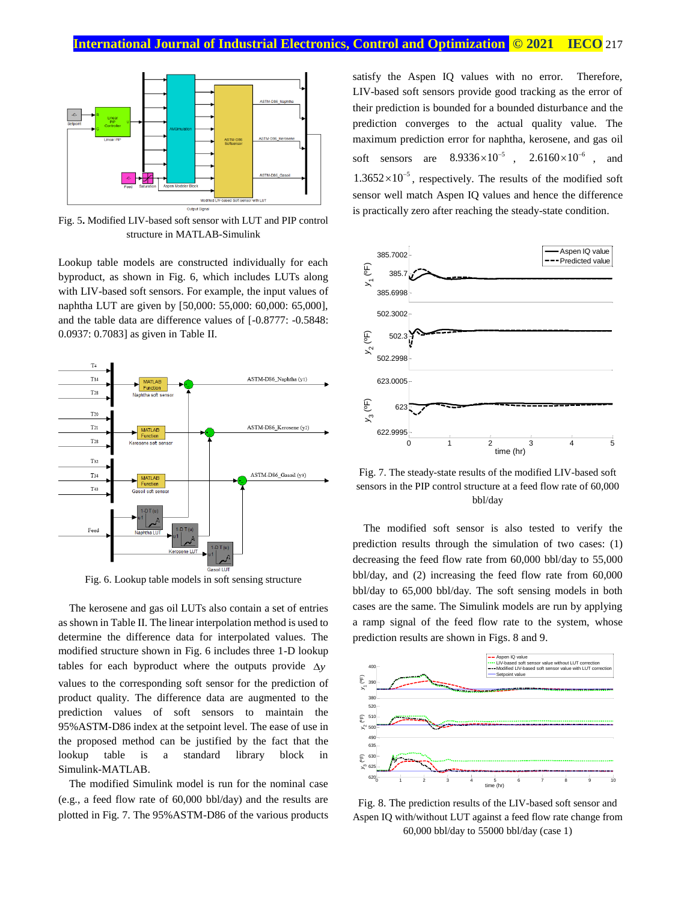Fig. 5. Modified LIV-based soft sensor with LUT and PIP control structure in MATLAB-Simulink

Lookup table models are constructed individually for each byproduct, as shown in Fig. 6, which includes LUTs along with LIV-based soft sensors. For example, the input values of naphtha LUT are given by [50,000: 55,000: 60,000: 65,000], and the table data are difference values of [-0.8777: -0.5848: 0.0937: 0.7083] as given in Table II.

Fig. 6. Lookup table models in soft sensing structure

The kerosene and gas oil LUTs also contain a set of entries as shown in Table II. The linear interpolation method is used to determine the difference data for interpolated values. The modified structure shown in Fig. 6 includes three 1-D lookup tables for each byproduct where the outputs provide $\Delta y$ values to the corresponding soft sensor for the prediction of product quality. The difference data are augmented to the prediction values of soft sensors to maintain the 95%ASTM-D86 index at the setpoint level. The ease of use in the proposed method can be justified by the fact that the lookup table is a standard library block in Simulink-MATLAB.

The modified Simulink model is run for the nominal case (e.g., a feed flow rate of 60,000 bbl/day) and the results are plotted in Fig. 7. The 95%ASTM-D86 of the various products satisfy the Aspen IQ values with no error. Therefore, LIV-based soft sensors provide good tracking as the error of their prediction is bounded for a bounded disturbance and the prediction converges to the actual quality value. The maximum prediction error for naphtha, kerosene, and gas oil soft sensors are $8.9336\times10^{-5}$, $2.6160\times10^{-6}$, and $1.3652\times10^{-5}$, respectively. The results of the modified soft sensor well match Aspen IQ values and hence the difference is practically zero after reaching the steady-state condition.

Fig. 7. The steady-state results of the modified LIV-based soft sensors in the PIP control structure at a feed flow rate of 60,000 bbl/day

The modified soft sensor is also tested to verify the prediction results through the simulation of two cases: (1) decreasing the feed flow rate from 60,000 bbl/day to 55,000 bbl/day, and (2) increasing the feed flow rate from 60,000 bbl/day to 65,000 bbl/day. The soft sensing models in both cases are the same. The Simulink models are run by applying a ramp signal of the feed flow rate to the system, whose prediction results are shown in Figs. 8 and 9.

Fig. 8. The prediction results of the LIV-based soft sensor and Aspen IQ with/without LUT against a feed flow rate change from 60,000 bbl/day to 55000 bbl/day (case 1)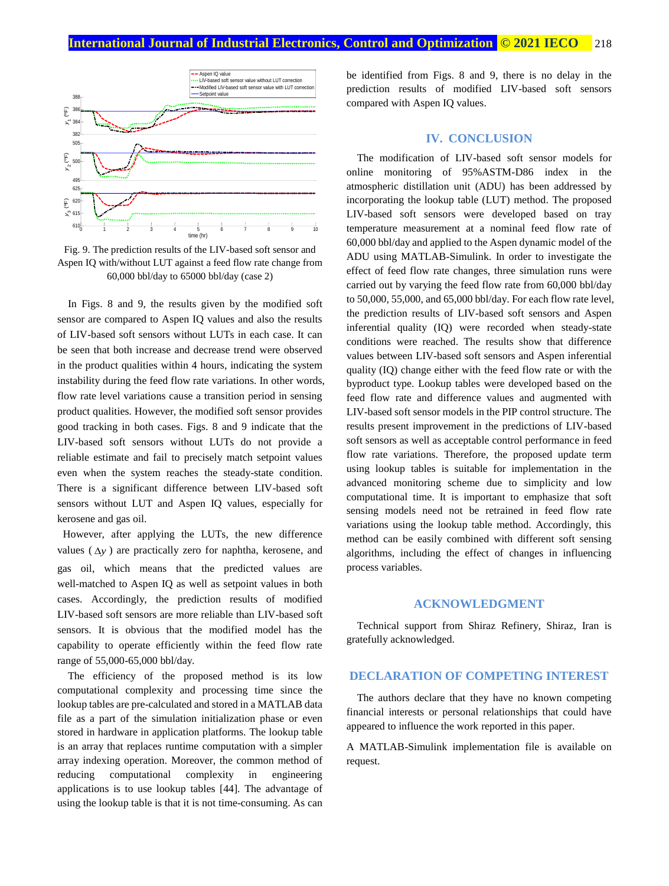Aspen IQ value
LIV-based soft sensor value without LUT correction
Modified LIV-based soft sensor value with LUT correction
Setpoint value

$y_1$ (°F)
388
386
384
382

$y_2$ (°F)
505
500
495

$y_3$ (°F)
625
620
615
610

0 1 2 3 4 5 6 7 8 9 10
time (hr)

Fig. 9. The prediction results of the LIV-based soft sensor and Aspen IQ with/without LUT against a feed flow rate change from 60,000 bbl/day to 65000 bbl/day (case 2)

In Figs. 8 and 9, the results given by the modified soft sensor are compared to Aspen IQ values and also the results of LIV-based soft sensors without LUTs in each case. It can be seen that both increase and decrease trend were observed in the product qualities within 4 hours, indicating the system instability during the feed flow rate variations. In other words, flow rate level variations cause a transition period in sensing product qualities. However, the modified soft sensor provides good tracking in both cases. Figs. 8 and 9 indicate that the LIV-based soft sensors without LUTs do not provide a reliable estimate and fail to precisely match setpoint values even when the system reaches the steady-state condition. There is a significant difference between LIV-based soft sensors without LUT and Aspen IQ values, especially for kerosene and gas oil.

However, after applying the LUTs, the new difference values ($\Delta y$) are practically zero for naphtha, kerosene, and gas oil, which means that the predicted values are well-matched to Aspen IQ as well as setpoint values in both cases. Accordingly, the prediction results of modified LIV-based soft sensors are more reliable than LIV-based soft sensors. It is obvious that the modified model has the capability to operate efficiently within the feed flow rate range of 55,000-65,000 bbl/day.

The efficiency of the proposed method is its low computational complexity and processing time since the lookup tables are pre-calculated and stored in a MATLAB data file as a part of the simulation initialization phase or even stored in hardware in application platforms. The lookup table is an array that replaces runtime computation with a simpler array indexing operation. Moreover, the common method of reducing computational complexity in engineering applications is to use lookup tables [44]. The advantage of using the lookup table is that it is not time-consuming. As can be identified from Figs. 8 and 9, there is no delay in the prediction results of modified LIV-based soft sensors compared with Aspen IQ values.

## IV. CONCLUSION

The modification of LIV-based soft sensor models for online monitoring of 95%ASTM-D86 index in the atmospheric distillation unit (ADU) has been addressed by incorporating the lookup table (LUT) method. The proposed LIV-based soft sensors were developed based on tray temperature measurement at a nominal feed flow rate of 60,000 bbl/day and applied to the Aspen dynamic model of the ADU using MATLAB-Simulink. In order to investigate the effect of feed flow rate changes, three simulation runs were carried out by varying the feed flow rate from 60,000 bbl/day to 50,000, 55,000, and 65,000 bbl/day. For each flow rate level, the prediction results of LIV-based soft sensors and Aspen inferential quality (IQ) were recorded when steady-state conditions were reached. The results show that difference values between LIV-based soft sensors and Aspen inferential quality (IQ) change either with the feed flow rate or with the byproduct type. Lookup tables were developed based on the feed flow rate and difference values and augmented with LIV-based soft sensor models in the PIP control structure. The results present improvement in the predictions of LIV-based soft sensors as well as acceptable control performance in feed flow rate variations. Therefore, the proposed update term using lookup tables is suitable for implementation in the advanced monitoring scheme due to simplicity and low computational time. It is important to emphasize that soft sensing models need not be retrained in feed flow rate variations using the lookup table method. Accordingly, this method can be easily combined with different soft sensing algorithms, including the effect of changes in influencing process variables.

## ACKNOWLEDGMENT

Technical support from Shiraz Refinery, Shiraz, Iran is gratefully acknowledged.

## DECLARATION OF COMPETING INTEREST

The authors declare that they have no known competing financial interests or personal relationships that could have appeared to influence the work reported in this paper.

A MATLAB-Simulink implementation file is available on request.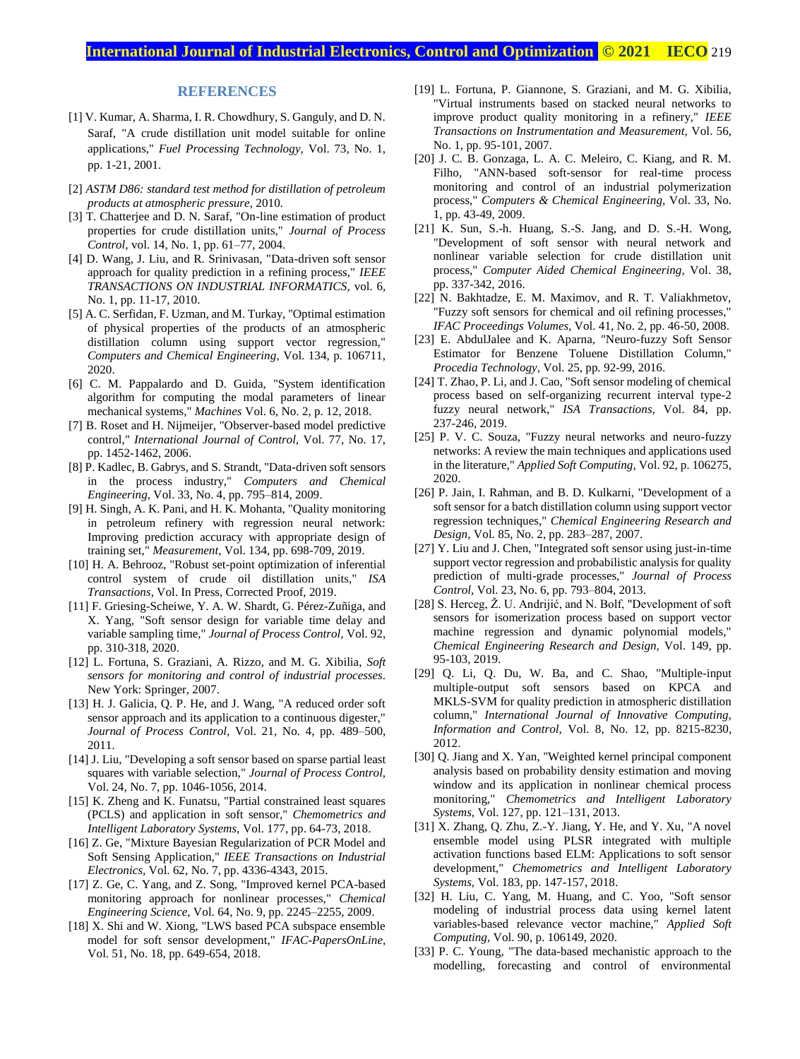## REFERENCES

[1] V. Kumar, A. Sharma, I. R. Chowdhury, S. Ganguly, and D. N. Saraf, "A crude distillation unit model suitable for online applications," *Fuel Processing Technology,* Vol. 73, No. 1, pp. 1-21, 2001.

[2] *ASTM D86: standard test method for distillation of petroleum products at atmospheric pressure,* 2010.

[3] T. Chatterjee and D. N. Saraf, "On-line estimation of product properties for crude distillation units," *Journal of Process Control,* vol. 14, No. 1, pp. 61–77, 2004.

[4] D. Wang, J. Liu, and R. Srinivasan, "Data-driven soft sensor approach for quality prediction in a refining process," *IEEE TRANSACTIONS ON INDUSTRIAL INFORMATICS,* vol. 6, No. 1, pp. 11-17, 2010.

[5] A. C. Serfidan, F. Uzman, and M. Turkay, "Optimal estimation of physical properties of the products of an atmospheric distillation column using support vector regression," *Computers and Chemical Engineering,* Vol. 134, p. 106711, 2020.

[6] C. M. Pappalardo and D. Guida, "System identification algorithm for computing the modal parameters of linear mechanical systems," *Machines* Vol. 6, No. 2, p. 12, 2018.

[7] B. Roset and H. Nijmeijer, "Observer-based model predictive control," *International Journal of Control,* Vol. 77, No. 17, pp. 1452-1462, 2006.

[8] P. Kadlec, B. Gabrys, and S. Strandt, "Data-driven soft sensors in the process industry," *Computers and Chemical Engineering,* Vol. 33, No. 4, pp. 795–814, 2009.

[9] H. Singh, A. K. Pani, and H. K. Mohanta, "Quality monitoring in petroleum refinery with regression neural network: Improving prediction accuracy with appropriate design of training set," *Measurement,* Vol. 134, pp. 698-709, 2019.

[10] H. A. Behrooz, "Robust set-point optimization of inferential control system of crude oil distillation units," *ISA Transactions,* Vol. In Press, Corrected Proof, 2019.

[11] F. Griesing-Scheiwe, Y. A. W. Shardt, G. Pérez-Zuñiga, and X. Yang, "Soft sensor design for variable time delay and variable sampling time," *Journal of Process Control,* Vol. 92, pp. 310-318, 2020.

[12] L. Fortuna, S. Graziani, A. Rizzo, and M. G. Xibilia, *Soft sensors for monitoring and control of industrial processes*. New York: Springer, 2007.

[13] H. J. Galicia, Q. P. He, and J. Wang, "A reduced order soft sensor approach and its application to a continuous digester," *Journal of Process Control,* Vol. 21, No. 4, pp. 489–500, 2011.

[14] J. Liu, "Developing a soft sensor based on sparse partial least squares with variable selection," *Journal of Process Control,* Vol. 24, No. 7, pp. 1046-1056, 2014.

[15] K. Zheng and K. Funatsu, "Partial constrained least squares (PCLS) and application in soft sensor," *Chemometrics and Intelligent Laboratory Systems,* Vol. 177, pp. 64-73, 2018.

[16] Z. Ge, "Mixture Bayesian Regularization of PCR Model and Soft Sensing Application," *IEEE Transactions on Industrial Electronics,* Vol. 62, No. 7, pp. 4336-4343, 2015.

[17] Z. Ge, C. Yang, and Z. Song, "Improved kernel PCA-based monitoring approach for nonlinear processes," *Chemical Engineering Science,* Vol. 64, No. 9, pp. 2245–2255, 2009.

[18] X. Shi and W. Xiong, "LWS based PCA subspace ensemble model for soft sensor development," *IFAC-PapersOnLine,* Vol. 51, No. 18, pp. 649-654, 2018.

[19] L. Fortuna, P. Giannone, S. Graziani, and M. G. Xibilia, "Virtual instruments based on stacked neural networks to improve product quality monitoring in a refinery," *IEEE Transactions on Instrumentation and Measurement,* Vol. 56, No. 1, pp. 95-101, 2007.

[20] J. C. B. Gonzaga, L. A. C. Meleiro, C. Kiang, and R. M. Filho, "ANN-based soft-sensor for real-time process monitoring and control of an industrial polymerization process," *Computers & Chemical Engineering,* Vol. 33, No. 1, pp. 43-49, 2009.

[21] K. Sun, S.-h. Huang, S.-S. Jang, and D. S.-H. Wong, "Development of soft sensor with neural network and nonlinear variable selection for crude distillation unit process," *Computer Aided Chemical Engineering,* Vol. 38, pp. 337-342, 2016.

[22] N. Bakhtadze, E. M. Maximov, and R. T. Valiakhmetov, "Fuzzy soft sensors for chemical and oil refining processes," *IFAC Proceedings Volumes,* Vol. 41, No. 2, pp. 46-50, 2008.

[23] E. AbdulJalee and K. Aparna, "Neuro-fuzzy Soft Sensor Estimator for Benzene Toluene Distillation Column," *Procedia Technology,* Vol. 25, pp. 92-99, 2016.

[24] T. Zhao, P. Li, and J. Cao, "Soft sensor modeling of chemical process based on self-organizing recurrent interval type-2 fuzzy neural network," *ISA Transactions,* Vol. 84, pp. 237-246, 2019.

[25] P. V. C. Souza, "Fuzzy neural networks and neuro-fuzzy networks: A review the main techniques and applications used in the literature," *Applied Soft Computing,* Vol. 92, p. 106275, 2020.

[26] P. Jain, I. Rahman, and B. D. Kulkarni, "Development of a soft sensor for a batch distillation column using support vector regression techniques," *Chemical Engineering Research and Design,* Vol. 85, No. 2, pp. 283–287, 2007.

[27] Y. Liu and J. Chen, "Integrated soft sensor using just-in-time support vector regression and probabilistic analysis for quality prediction of multi-grade processes," *Journal of Process Control,* Vol. 23, No. 6, pp. 793–804, 2013.

[28] S. Herceg, Ž. U. Andrijić, and N. Bolf, "Development of soft sensors for isomerization process based on support vector machine regression and dynamic polynomial models," *Chemical Engineering Research and Design,* Vol. 149, pp. 95-103, 2019.

[29] Q. Li, Q. Du, W. Ba, and C. Shao, "Multiple-input multiple-output soft sensors based on KPCA and MKLS-SVM for quality prediction in atmospheric distillation column," *International Journal of Innovative Computing, Information and Control,* Vol. 8, No. 12, pp. 8215-8230, 2012.

[30] Q. Jiang and X. Yan, "Weighted kernel principal component analysis based on probability density estimation and moving window and its application in nonlinear chemical process monitoring," *Chemometrics and Intelligent Laboratory Systems,* Vol. 127, pp. 121–131, 2013.

[31] X. Zhang, Q. Zhu, Z.-Y. Jiang, Y. He, and Y. Xu, "A novel ensemble model using PLSR integrated with multiple activation functions based ELM: Applications to soft sensor development," *Chemometrics and Intelligent Laboratory Systems,* Vol. 183, pp. 147-157, 2018.

[32] H. Liu, C. Yang, M. Huang, and C. Yoo, "Soft sensor modeling of industrial process data using kernel latent variables-based relevance vector machine," *Applied Soft Computing,* Vol. 90, p. 106149, 2020.

[33] P. C. Young, "The data-based mechanistic approach to the modelling, forecasting and control of environmental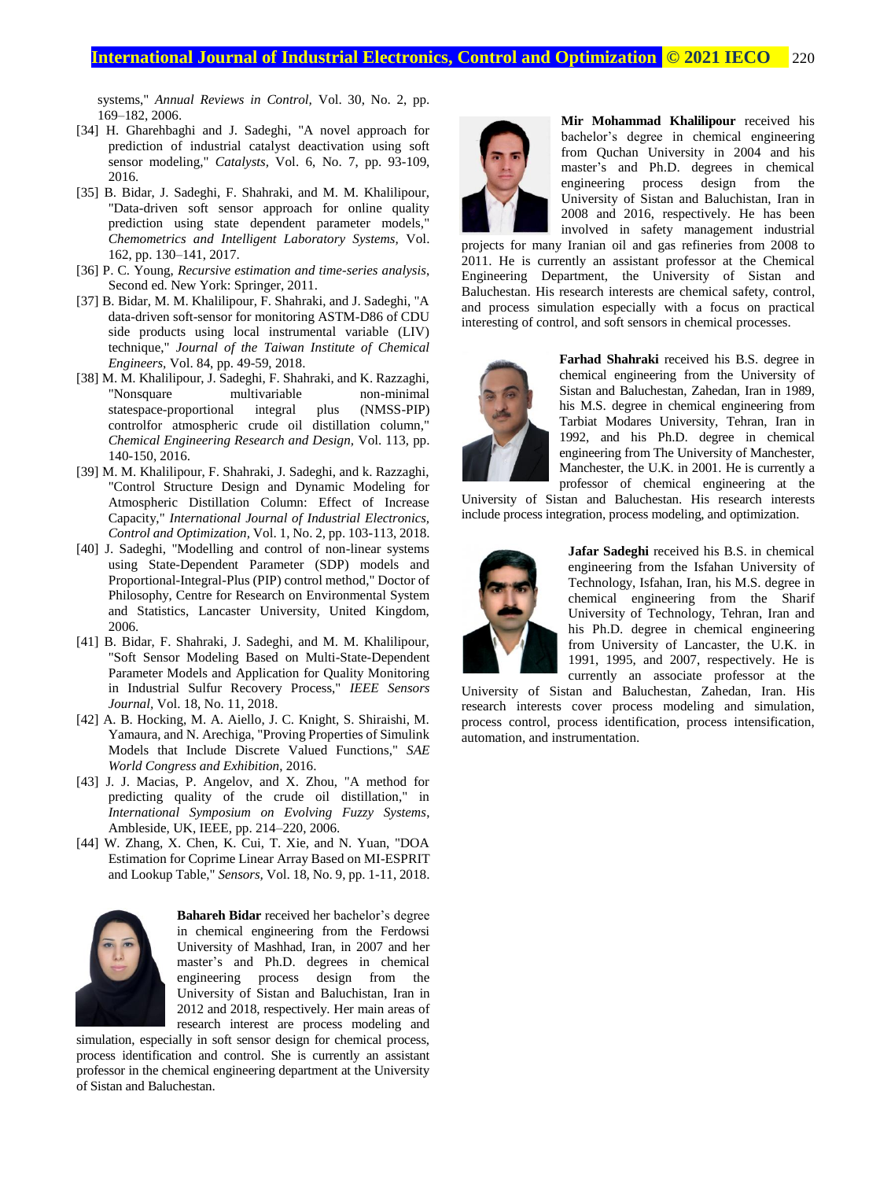systems," *Annual Reviews in Control,* Vol. 30, No. 2, pp. 169–182, 2006.

[34] H. Gharehbaghi and J. Sadeghi, "A novel approach for prediction of industrial catalyst deactivation using soft sensor modeling," *Catalysts,* Vol. 6, No. 7, pp. 93-109, 2016.

[35] B. Bidar, J. Sadeghi, F. Shahraki, and M. M. Khalilipour, "Data-driven soft sensor approach for online quality prediction using state dependent parameter models," *Chemometrics and Intelligent Laboratory Systems,* Vol. 162, pp. 130–141, 2017.

[36] P. C. Young, *Recursive estimation and time-series analysis*, Second ed. New York: Springer, 2011.

[37] B. Bidar, M. M. Khalilipour, F. Shahraki, and J. Sadeghi, "A data-driven soft-sensor for monitoring ASTM-D86 of CDU side products using local instrumental variable (LIV) technique," *Journal of the Taiwan Institute of Chemical Engineers,* Vol. 84, pp. 49-59, 2018.

[38] M. M. Khalilipour, J. Sadeghi, F. Shahraki, and K. Razzaghi, "Nonsquare multivariable non-minimal statespace-proportional integral plus (NMSS-PIP) controlfor atmospheric crude oil distillation column," *Chemical Engineering Research and Design,* Vol. 113, pp. 140-150, 2016.

[39] M. M. Khalilipour, F. Shahraki, J. Sadeghi, and k. Razzaghi, "Control Structure Design and Dynamic Modeling for Atmospheric Distillation Column: Effect of Increase Capacity," *International Journal of Industrial Electronics, Control and Optimization,* Vol. 1, No. 2, pp. 103-113, 2018.

[40] J. Sadeghi, "Modelling and control of non-linear systems using State-Dependent Parameter (SDP) models and Proportional-Integral-Plus (PIP) control method," Doctor of Philosophy, Centre for Research on Environmental System and Statistics, Lancaster University, United Kingdom, 2006.

[41] B. Bidar, F. Shahraki, J. Sadeghi, and M. M. Khalilipour, "Soft Sensor Modeling Based on Multi-State-Dependent Parameter Models and Application for Quality Monitoring in Industrial Sulfur Recovery Process," *IEEE Sensors Journal,* Vol. 18, No. 11, 2018.

[42] A. B. Hocking, M. A. Aiello, J. C. Knight, S. Shiraishi, M. Yamaura, and N. Arechiga, "Proving Properties of Simulink Models that Include Discrete Valued Functions," *SAE World Congress and Exhibition*, 2016.

[43] J. J. Macias, P. Angelov, and X. Zhou, "A method for predicting quality of the crude oil distillation," in *International Symposium on Evolving Fuzzy Systems*, Ambleside, UK, IEEE, pp. 214–220, 2006.

[44] W. Zhang, X. Chen, K. Cui, T. Xie, and N. Yuan, "DOA Estimation for Coprime Linear Array Based on MI-ESPRIT and Lookup Table," *Sensors,* Vol. 18, No. 9, pp. 1-11, 2018.

**Bahareh Bidar** received her bachelor's degree in chemical engineering from the Ferdowsi University of Mashhad, Iran, in 2007 and her master's and Ph.D. degrees in chemical engineering process design from the University of Sistan and Baluchestan, Iran in 2012 and 2018, respectively. Her main areas of research interest are process modeling and simulation, especially in soft sensor design for chemical process, process identification and control. She is currently an assistant professor in the chemical engineering department at the University of Sistan and Baluchestan.

**Mir Mohammad Khalilipour** received his bachelor's degree in chemical engineering from Quchan University in 2004 and his master's and Ph.D. degrees in chemical engineering process design from the University of Sistan and Baluchistan, Iran in 2008 and 2016, respectively. He has been involved in safety management industrial projects for many Iranian oil and gas refineries from 2008 to 2011. He is currently an assistant professor at the Chemical Engineering Department, the University of Sistan and Baluchestan. His research interests are chemical safety, control, and process simulation especially with a focus on practical interesting of control, and soft sensors in chemical processes.

**Farhad Shahraki** received his B.S. degree in chemical engineering from the University of Sistan and Baluchestan, Zahedan, Iran in 1989, his M.S. degree in chemical engineering from Tarbiat Modares University, Tehran, Iran in 1992, and his Ph.D. degree in chemical engineering from The University of Manchester, Manchester, the U.K. in 2001. He is currently a professor of chemical engineering at the University of Sistan and Baluchestan. His research interests include process integration, process modeling, and optimization.

**Jafar Sadeghi** received his B.S. in chemical engineering from the Isfahan University of Technology, Isfahan, Iran, his M.S. degree in chemical engineering from the Sharif University of Technology, Tehran, Iran and his Ph.D. degree in chemical engineering from University of Lancaster, the U.K. in 1991, 1995, and 2007, respectively. He is currently an associate professor at the University of Sistan and Baluchestan, Zahedan, Iran. His research interests cover process modeling and simulation, process control, process identification, process intensification, automation, and instrumentation.